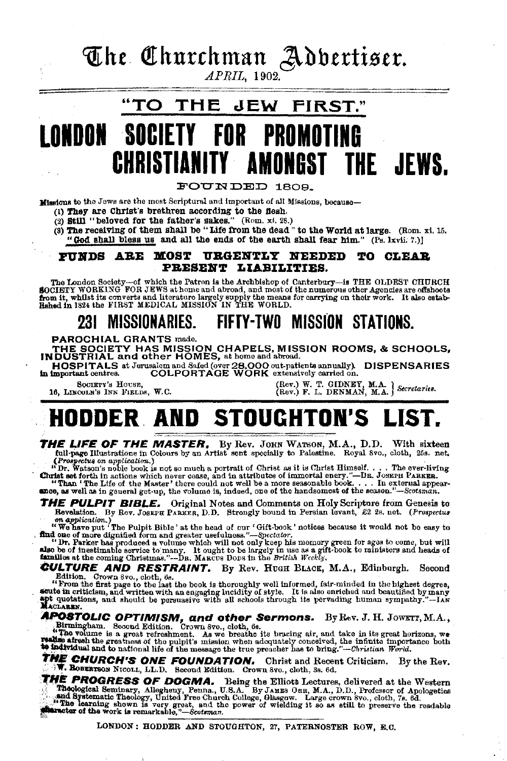# The Churchman Advertiser.

*APRIL*, 1902.

## "TO THE JEW FIRST."

# LONDON SOCIETY FOR PROMOTING CHRISTIANITY AMONGST THE JEWS.

FOUNDED 1809.

Missions to the Jews are the most Scriptural and important of all Missions, because—

(1) **They are Christ's brethren according to the flesh.**
(2) **Still "beloved for the father's sakes."** (Rom. xi. 28.)
(3) **The receiving of them shall be "Life from the dead" to the World at large.** (Rom. xi. 15. **"God shall bless us and all the ends of the earth shall fear him."** (Ps. lxvii. 7.)]

**FUNDS ARE MOST URGENTLY NEEDED TO CLEAR PRESENT LIABILITIES.**

The London Society—of which the Patron is the Archbishop of Canterbury—is THE OLDEST CHURCH SOCIETY WORKING FOR JEWS at home and abroad, and most of the numerous other Agencies are offshoots from it, whilst its converts and literature largely supply the means for carrying on their work. It also established in 1824 the FIRST MEDICAL MISSION IN THE WORLD.

## 231 MISSIONARIES. FIFTY-TWO MISSION STATIONS.

**PAROCHIAL GRANTS** made.

**THE SOCIETY HAS MISSION CHAPELS, MISSION ROOMS, & SCHOOLS, INDUSTRIAL and other HOMES,** at home and abroad.

**HOSPITALS** at Jerusalem and Safed (over **28,000** out-patients annually). **DISPENSARIES** in important centres. **COLPORTAGE WORK** extensively carried on.

SOCIETY'S HOUSE,
16, LINCOLN'S INN FIELDS, W.C.

(Rev.) W. T. GIDNEY, M.A. } *Secretaries.*
(Rev.) F. L. DENMAN, M.A. }

# HODDER AND STOUGHTON'S LIST.

***THE LIFE OF THE MASTER.*** By Rev. JOHN WATSON, M.A., D.D. With sixteen full-page Illustrations in Colours by an Artist sent specially to Palestine. Royal 8vo., cloth, 25s. net. (*Prospectus on application.*)

"Dr. Watson's noble book is not so much a portrait of Christ as it is Christ Himself. . . . The ever-living Christ set forth in actions which never cease, and in attributes of immortal enery."—DR. JOSEPH PARKER.

"Than 'The Life of the Master' there could not well be a more seasonable book. . . . In external appearance, as well as in general get-up, the volume is, indeed, one of the handsomest of the season."—*Scotsman.*

***THE PULPIT BIBLE.*** Original Notes and Comments on Holy Scripture from Genesis to Revelation. By Rev. JOSEPH PARKER, D.D. Strongly bound in Persian levant, £2 2s. net. (*Prospectus on application.*)

"We have put 'The Pulpit Bible' at the head of our 'Gift-book' notices because it would not be easy to find one of more dignified form and greater usefulness."—*Spectator.*

"Dr. Parker has produced a volume which will not only keep his memory green for ages to come, but will also be of inestimable service to many. It ought to be largely in use as a gift-book to ministers and heads of families at the coming Christmas."—DR. MARCUS DODS in the *British Weekly.*

***CULTURE AND RESTRAINT.*** By Rev. HUGH BLACK, M.A., Edinburgh. Second Edition. Crown 8vo., cloth, 6s.

"From the first page to the last the book is thoroughly well informed, fair-minded in the highest degree, acute in criticism, and written with an engaging lucidity of style. It is also enriched and beautified by many apt quotations, and should be persuasive with all schools through its pervading human sympathy."—IAN MACLAREN.

***APOSTOLIC OPTIMISM, and other Sermons.*** By Rev. J. H. JOWETT, M.A., Birmingham. Second Edition. Crown 8vo., cloth, 6s.

"The volume is a great refreshment. As we breathe its bracing air, and take in its great horizons, we realise afresh the greatness of the pulpit's mission when adequately conceived, the infinite importance both to individual and to national life of the message the true preacher has to bring."—*Christian World.*

***THE CHURCH'S ONE FOUNDATION.*** Christ and Recent Criticism. By the Rev. W. ROBERTSON NICOLL, LL.D. Second Edition. Crown 8vo., cloth, 3s. 6d.

***THE PROGRESS OF DOGMA.*** Being the Elliott Lectures, delivered at the Western Theological Seminary, Allegheny, Penna., U.S.A. By JAMES ORR, M.A., D.D., Professor of Apologetics and Systematic Theology, United Free Church College, Glasgow. Large crown 8vo., cloth, 7s. 6d.

"The learning shown is very great, and the power of wielding it so as still to preserve the readable character of the work is remarkable."—*Scotsman.*

LONDON: HODDER AND STOUGHTON, 27, PATERNOSTER ROW, E.C.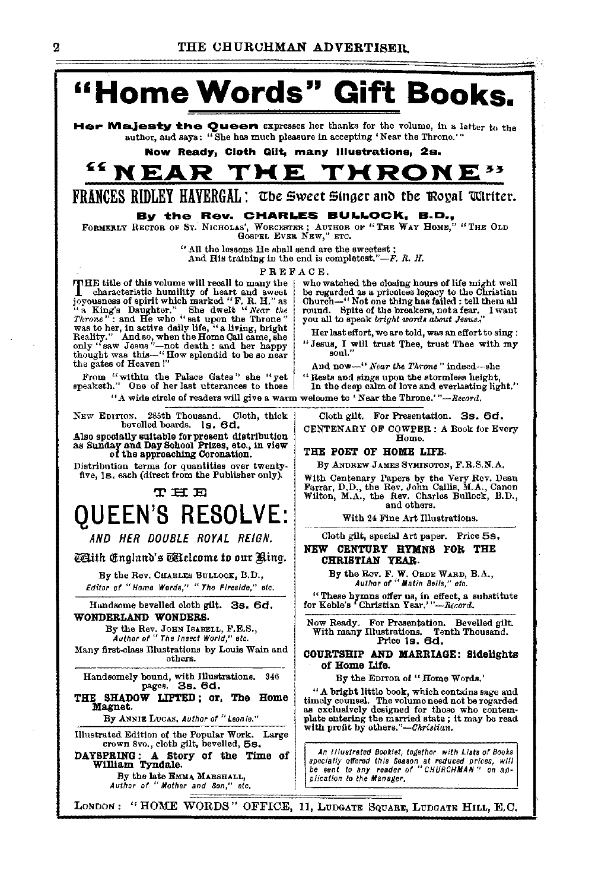# "Home Words" Gift Books.

**Her Majesty the Queen** expresses her thanks for the volume, in a letter to the author, and says: "She has much pleasure in accepting 'Near the Throne.'"

**Now Ready, Cloth Gilt, many Illustrations, 2s.**

# "NEAR THE THRONE"

## FRANCES RIDLEY HAVERGAL: The Sweet Singer and the Royal Writer.

**By the Rev. CHARLES BULLOCK, B.D.,**

FORMERLY RECTOR OF ST. NICHOLAS', WORCESTER; AUTHOR OF "THE WAY HOME," "THE OLD GOSPEL EVER NEW," ETC.

"All the lessons He shall send are the sweetest;
And His training in the end is completest."—*F. R. H.*

PREFACE.

THE title of this volume will recall to many the characteristic humility of heart and sweet joyousness of spirit which marked "F. R. H." as "a King's Daughter." She dwelt "*Near the Throne*": and He who "sat upon the Throne" was to her, in active daily life, "a living, bright Reality." And so, when the Home Call came, she only "saw Jesus"—not death: and her happy thought was this—"How splendid to be so near the gates of Heaven!"

From "within the Palace Gates" she "yet speaketh." One of her last utterances to those who watched the closing hours of life might well be regarded as a priceless legacy to the Christian Church—"Not one thing has failed: tell them all round. Spite of the breakers, not a fear. I want you all to speak *bright words about Jesus*."

Her last effort, we are told, was an effort to sing: "Jesus, I will trust Thee, trust Thee with my soul."

And now—"*Near the Throne*" indeed—she
"Rests and sings upon the stormless height,
In the deep calm of love and everlasting light."

"A wide circle of readers will give a warm welcome to 'Near the Throne.'"—*Record.*

---

NEW EDITION. 285th Thousand. Cloth, thick bevelled boards. **1s. 6d.**

**Also specially suitable for present distribution as Sunday and Day School Prizes, etc., in view of the approaching Coronation.**

Distribution terms for quantities over twenty-five, **1s.** each (direct from the Publisher only).

THE

# QUEEN'S RESOLVE:

*AND HER DOUBLE ROYAL REIGN.*

With England's Welcome to our King.

By the Rev. CHARLES BULLOCK, B.D.,
*Editor of "Home Words," "The Fireside," etc.*

---

Handsome bevelled cloth gilt. **3s. 6d.**

**WONDERLAND WONDERS.**

By the Rev. JOHN ISABELL, F.E.S.,
*Author of "The Insect World," etc.*

Many first-class Illustrations by Louis Wain and others.

---

Handsomely bound, with Illustrations. 346 pages. **3s. 6d.**

**THE SHADOW LIFTED; or, The Home Magnet.**

By ANNIE LUCAS, *Author of "Leonie."*

---

Illustrated Edition of the Popular Work. Large crown 8vo., cloth gilt, bevelled, **5s.**

**DAYSPRING: A Story of the Time of William Tyndale.**

By the late EMMA MARSHALL,
*Author of "Mother and Son," etc.*

---

Cloth gilt. For Presentation. **3s. 6d.**

CENTENARY OF COWPER: A Book for Every Home.

**THE POET OF HOME LIFE.**

By ANDREW JAMES SYMINGTON, F.R.S.N.A.

With Centenary Papers by the Very Rev. Dean Farrar, D.D., the Rev. John Callis, M.A., Canon Wilton, M.A., the Rev. Charles Bullock, B.D., and others.

With 24 Fine Art Illustrations.

---

Cloth gilt, special Art paper. Price **5s.**

**NEW CENTURY HYMNS FOR THE CHRISTIAN YEAR.**

By the Rev. F. W. ORDE WARD, B.A.,
*Author of "Matin Bells," etc.*

"These hymns offer us, in effect, a substitute for Keble's 'Christian Year.'"—*Record.*

---

Now Ready. For Presentation. Bevelled gilt. With many Illustrations. Tenth Thousand. Price **1s. 6d.**

**COURTSHIP AND MARRIAGE: Sidelights of Home Life.**

By the EDITOR of "Home Words."

"A bright little book, which contains sage and timely counsel. The volume need not be regarded as exclusively designed for those who contemplate entering the married state; it may be read with profit by others."—*Christian.*

*An Illustrated Booklet, together with Lists of Books specially offered this Season at reduced prices, will be sent to any reader of "CHURCHMAN" on application to the Manager.*

---

LONDON: "HOME WORDS" OFFICE, 11, LUDGATE SQUARE, LUDGATE HILL, E.C.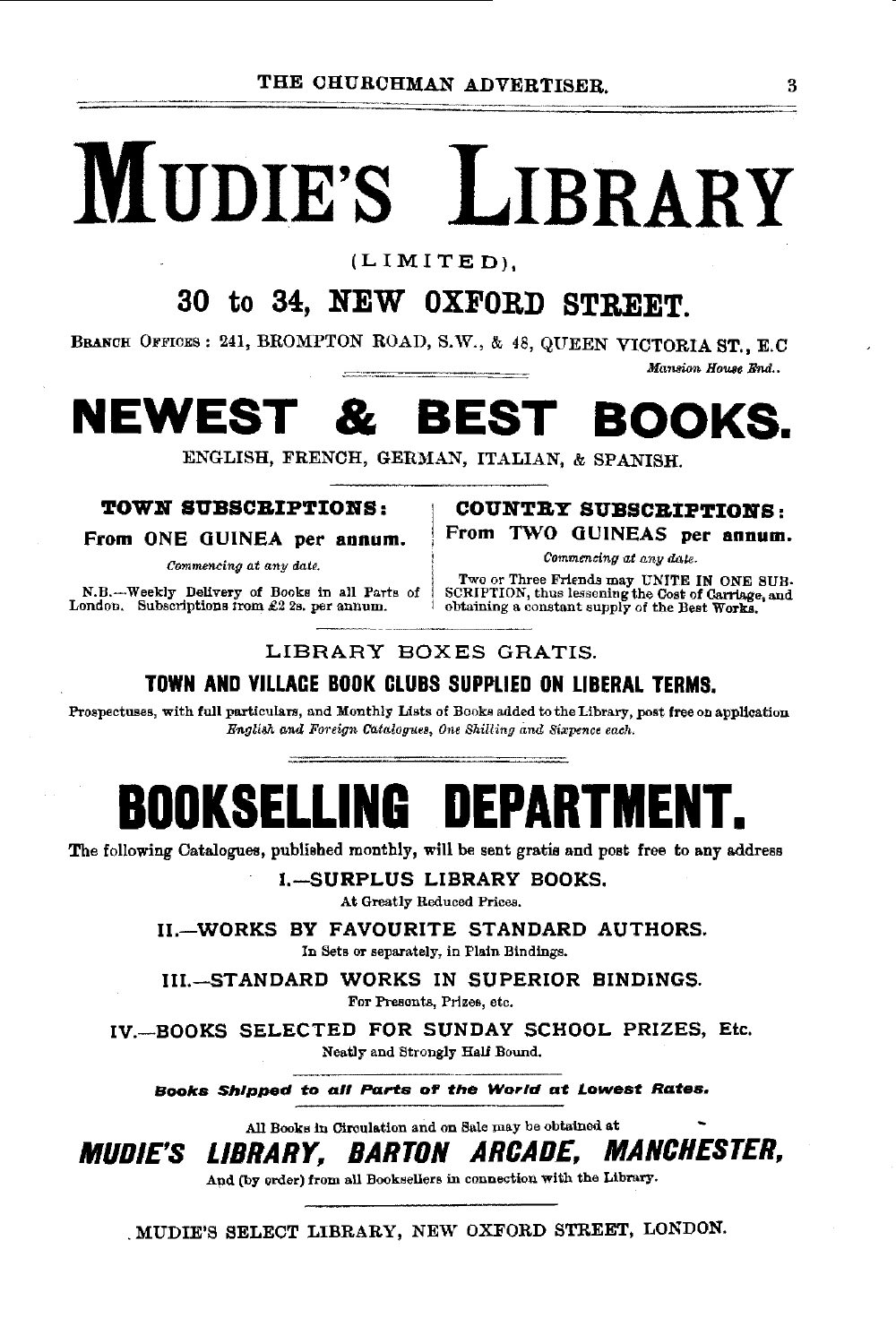# MUDIE'S LIBRARY

(LIMITED),

## 30 to 34, NEW OXFORD STREET.

BRANCH OFFICES: 241, BROMPTON ROAD, S.W., & 48, QUEEN VICTORIA ST., E.C *Mansion House End.*

# NEWEST & BEST BOOKS.

ENGLISH, FRENCH, GERMAN, ITALIAN, & SPANISH.

**TOWN SUBSCRIPTIONS:**

**From ONE GUINEA per annum.**

*Commencing at any date.*

N.B.—Weekly Delivery of Books in all Parts of London. Subscriptions from £2 2s. per annum.

**COUNTRY SUBSCRIPTIONS:**

**From TWO GUINEAS per annum.**

*Commencing at any date.*

Two or Three Friends may UNITE IN ONE SUBSCRIPTION, thus lessening the Cost of Carriage, and obtaining a constant supply of the Best Works.

LIBRARY BOXES GRATIS.

**TOWN AND VILLAGE BOOK CLUBS SUPPLIED ON LIBERAL TERMS.**

Prospectuses, with full particulars, and Monthly Lists of Books added to the Library, post free on application *English and Foreign Catalogues, One Shilling and Sixpence each.*

# BOOKSELLING DEPARTMENT.

The following Catalogues, published monthly, will be sent gratis and post free to any address

**I.—SURPLUS LIBRARY BOOKS.**
At Greatly Reduced Prices.

**II.—WORKS BY FAVOURITE STANDARD AUTHORS.**
In Sets or separately, in Plain Bindings.

**III.—STANDARD WORKS IN SUPERIOR BINDINGS.**
For Presents, Prizes, etc.

**IV.—BOOKS SELECTED FOR SUNDAY SCHOOL PRIZES, Etc.**
Neatly and Strongly Half Bound.

***Books Shipped to all Parts of the World at Lowest Rates.***

All Books in Circulation and on Sale may be obtained at

## *MUDIE'S LIBRARY, BARTON ARCADE, MANCHESTER,*

And (by order) from all Booksellers in connection with the Library.

MUDIE'S SELECT LIBRARY, NEW OXFORD STREET, LONDON.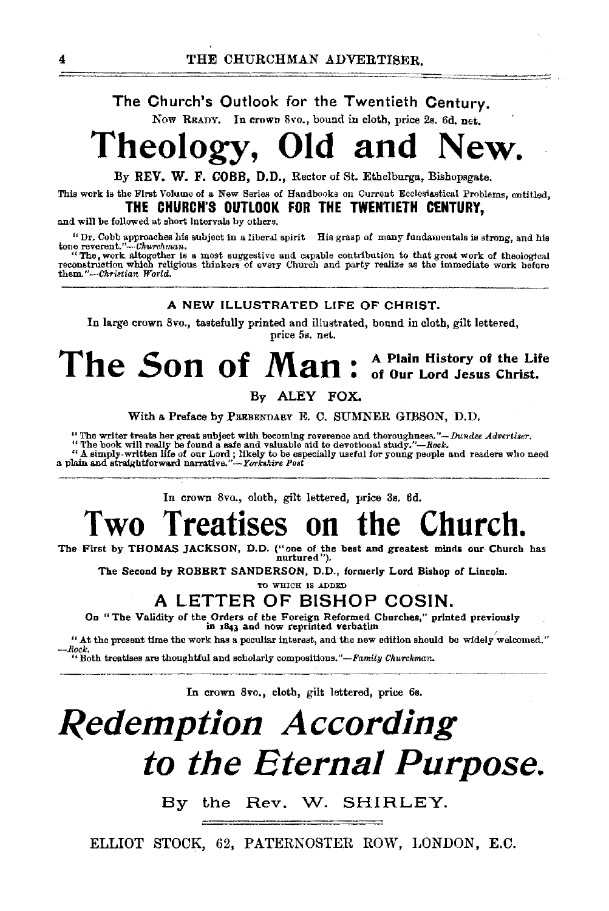The Church's Outlook for the Twentieth Century.

NOW READY. In crown 8vo., bound in cloth, price 2s. 6d. net.

# Theology, Old and New.

By **REV. W. F. COBB, D.D.**, Rector of St. Ethelburga, Bishopsgate.

This work is the First Volume of a New Series of Handbooks on Current Ecclesiastical Problems, entitled,

**THE CHURCH'S OUTLOOK FOR THE TWENTIETH CENTURY,**

and will be followed at short intervals by others.

"Dr. Cobb approaches his subject in a liberal spirit His grasp of many fundamentals is strong, and his tone reverent."—*Churchman.*

"The, work altogether is a most suggestive and capable contribution to that great work of theological reconstruction which religious thinkers of every Church and party realize as the immediate work before them."—*Christian World.*

---

A NEW ILLUSTRATED LIFE OF CHRIST.

In large crown 8vo., tastefully printed and illustrated, bound in cloth, gilt lettered, price 5s. net.

# The Son of Man: A Plain History of the Life of Our Lord Jesus Christ.

By **ALEY FOX.**

With a Preface by PREBENDARY E. C. SUMNER GIBSON, D.D.

"The writer treats her great subject with becoming reverence and thoroughness."—*Dundee Advertiser.*

"The book will really be found a safe and valuable aid to devotional study."—*Rock.*

"A simply-written life of our Lord; likely to be especially useful for young people and readers who need a plain and straightforward narrative."—*Yorkshire Post*

---

In crown 8vo., cloth, gilt lettered, price 3s. 6d.

# Two Treatises on the Church.

The First by **THOMAS JACKSON, D.D.** ("one of the best and greatest minds our Church has nurtured").

The Second by **ROBERT SANDERSON, D.D.**, formerly Lord Bishop of Lincoln.

TO WHICH IS ADDED

## A LETTER OF BISHOP COSIN.

On "The Validity of the Orders of the Foreign Reformed Churches," printed previously in 1843 and now reprinted verbatim

"At the present time the work has a peculiar interest, and the new edition should be widely welcomed."—*Rock.*

"Both treatises are thoughtful and scholarly compositions."—*Family Churchman.*

---

In crown 8vo., cloth, gilt lettered, price 6s.

# *Redemption According to the Eternal Purpose.*

By the Rev. W. SHIRLEY.

---

ELLIOT STOCK, 62, PATERNOSTER ROW, LONDON, E.C.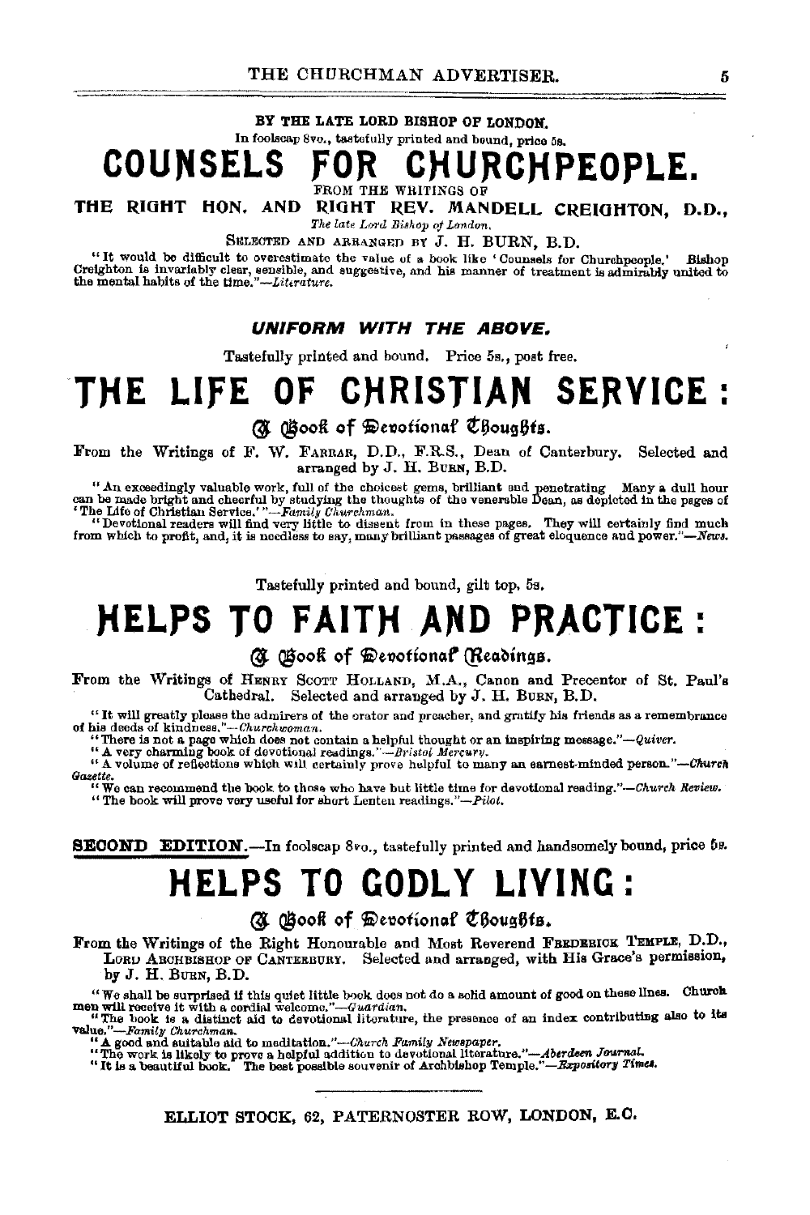**BY THE LATE LORD BISHOP OF LONDON.**

In foolscap 8vo., tastefully printed and bound, price 5s.

# COUNSELS FOR CHURCHPEOPLE.

FROM THE WRITINGS OF

**THE RIGHT HON. AND RIGHT REV. MANDELL CREIGHTON, D.D.,**

*The late Lord Bishop of London.*

SELECTED AND ARRANGED BY J. H. BURN, B.D.

"It would be difficult to overestimate the value of a book like 'Counsels for Churchpeople.' Bishop Creighton is invariably clear, sensible, and suggestive, and his manner of treatment is admirably united to the mental habits of the time."—*Literature.*

### *UNIFORM WITH THE ABOVE.*

Tastefully printed and bound. Price 5s., post free.

# THE LIFE OF CHRISTIAN SERVICE:

## A Book of Devotional Thoughts.

From the Writings of F. W. FARRAR, D.D., F.R.S., Dean of Canterbury. Selected and arranged by J. H. BURN, B.D.

"An exceedingly valuable work, full of the choicest gems, brilliant and penetrating. Many a dull hour can be made bright and cheerful by studying the thoughts of the venerable Dean, as depicted in the pages of 'The Life of Christian Service.'"—*Family Churchman.*

"Devotional readers will find very little to dissent from in these pages. They will certainly find much from which to profit, and, it is needless to say, many brilliant passages of great eloquence and power."—*News.*

Tastefully printed and bound, gilt top, 5s.

# HELPS TO FAITH AND PRACTICE:

## A Book of Devotional Readings.

From the Writings of HENRY SCOTT HOLLAND, M.A., Canon and Precentor of St. Paul's Cathedral. Selected and arranged by J. H. BURN, B.D.

"It will greatly please the admirers of the orator and preacher, and gratify his friends as a remembrance of his deeds of kindness."—*Churchwoman.*

"There is not a page which does not contain a helpful thought or an inspiring message."—*Quiver.*

"A very charming book of devotional readings."—*Bristol Mercury.*

"A volume of reflections which will certainly prove helpful to many an earnest-minded person."—*Church Gazette.*

"We can recommend the book to those who have but little time for devotional reading."—*Church Review.*

"The book will prove very useful for short Lenten readings."—*Pilot.*

**SECOND EDITION.**—In foolscap 8vo., tastefully printed and handsomely bound, price 5s.

# HELPS TO GODLY LIVING:

## A Book of Devotional Thoughts.

From the Writings of the Right Honourable and Most Reverend FREDERICK TEMPLE, D.D., LORD ARCHBISHOP OF CANTERBURY. Selected and arranged, with His Grace's permission, by J. H. BURN, B.D.

"We shall be surprised if this quiet little book does not do a solid amount of good on these lines. Church men will receive it with a cordial welcome."—*Guardian.*

"The book is a distinct aid to devotional literature, the presence of an index contributing also to its value."—*Family Churchman.*

"A good and suitable aid to meditation."—*Church Family Newspaper.*

"The work is likely to prove a helpful addition to devotional literature."—*Aberdeen Journal.*

"It is a beautiful book. The best possible souvenir of Archbishop Temple."—*Expository Times.*

ELLIOT STOCK, 62, PATERNOSTER ROW, LONDON, E.C.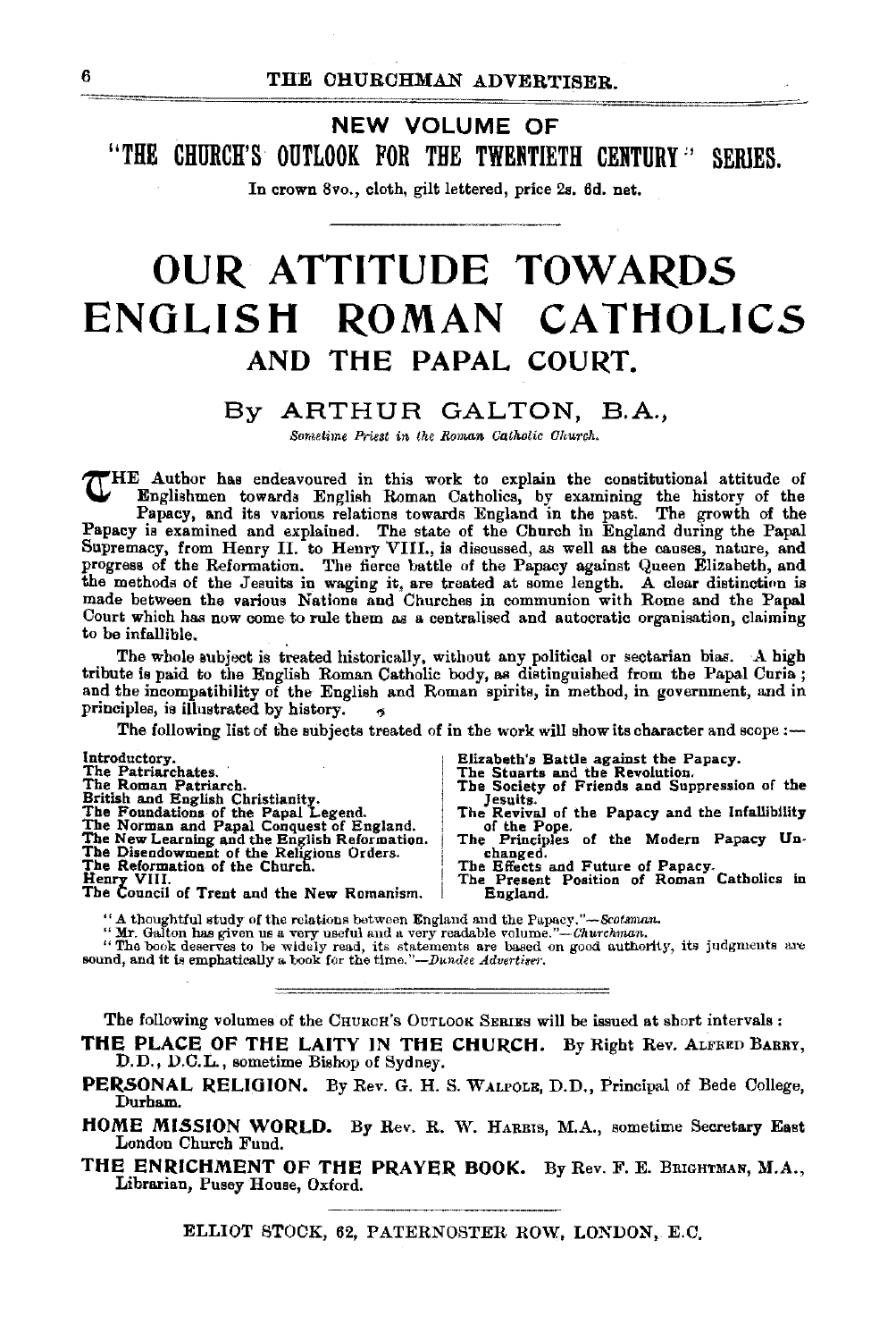## NEW VOLUME OF

## "THE CHURCH'S OUTLOOK FOR THE TWENTIETH CENTURY" SERIES.

In crown 8vo., cloth, gilt lettered, price 2s. 6d. net.

# OUR ATTITUDE TOWARDS ENGLISH ROMAN CATHOLICS AND THE PAPAL COURT.

### By ARTHUR GALTON, B.A.,

*Sometime Priest in the Roman Catholic Church.*

THE Author has endeavoured in this work to explain the constitutional attitude of Englishmen towards English Roman Catholics, by examining the history of the Papacy, and its various relations towards England in the past. The growth of the Papacy is examined and explained. The state of the Church in England during the Papal Supremacy, from Henry II. to Henry VIII., is discussed, as well as the causes, nature, and progress of the Reformation. The fierce battle of the Papacy against Queen Elizabeth, and the methods of the Jesuits in waging it, are treated at some length. A clear distinction is made between the various Nations and Churches in communion with Rome and the Papal Court which has now come to rule them as a centralised and autocratic organisation, claiming to be infallible.

The whole subject is treated historically, without any political or sectarian bias. A high tribute is paid to the English Roman Catholic body, as distinguished from the Papal Curia; and the incompatibility of the English and Roman spirits, in method, in government, and in principles, is illustrated by history.

The following list of the subjects treated of in the work will show its character and scope:—

**Introductory.**
**The Patriarchates.**
**The Roman Patriarch.**
**British and English Christianity.**
**The Foundations of the Papal Legend.**
**The Norman and Papal Conquest of England.**
**The New Learning and the English Reformation.**
**The Disendowment of the Religious Orders.**
**The Reformation of the Church.**
**Henry VIII.**
**The Council of Trent and the New Romanism.**
**Elizabeth's Battle against the Papacy.**
**The Stuarts and the Revolution.**
**The Society of Friends and Suppression of the Jesuits.**
**The Revival of the Papacy and the Infallibility of the Pope.**
**The Principles of the Modern Papacy Unchanged.**
**The Effects and Future of Papacy.**
**The Present Position of Roman Catholics in England.**

"A thoughtful study of the relations between England and the Papacy."—*Scotsman.*

"Mr. Galton has given us a very useful and a very readable volume."—*Churchman.*

"The book deserves to be widely read, its statements are based on good authority, its judgments are sound, and it is emphatically a book for the time."—*Dundee Advertiser.*

---

The following volumes of the CHURCH'S OUTLOOK SERIES will be issued at short intervals:

**THE PLACE OF THE LAITY IN THE CHURCH.** By Right Rev. ALFRED BARRY, D.D., D.C.L., sometime Bishop of Sydney.

**PERSONAL RELIGION.** By Rev. G. H. S. WALPOLE, D.D., Principal of Bede College, Durham.

**HOME MISSION WORLD.** By Rev. R. W. HARRIS, M.A., sometime Secretary East London Church Fund.

**THE ENRICHMENT OF THE PRAYER BOOK.** By Rev. F. E. BRIGHTMAN, M.A., Librarian, Pusey House, Oxford.

ELLIOT STOCK, 62, PATERNOSTER ROW, LONDON, E.C.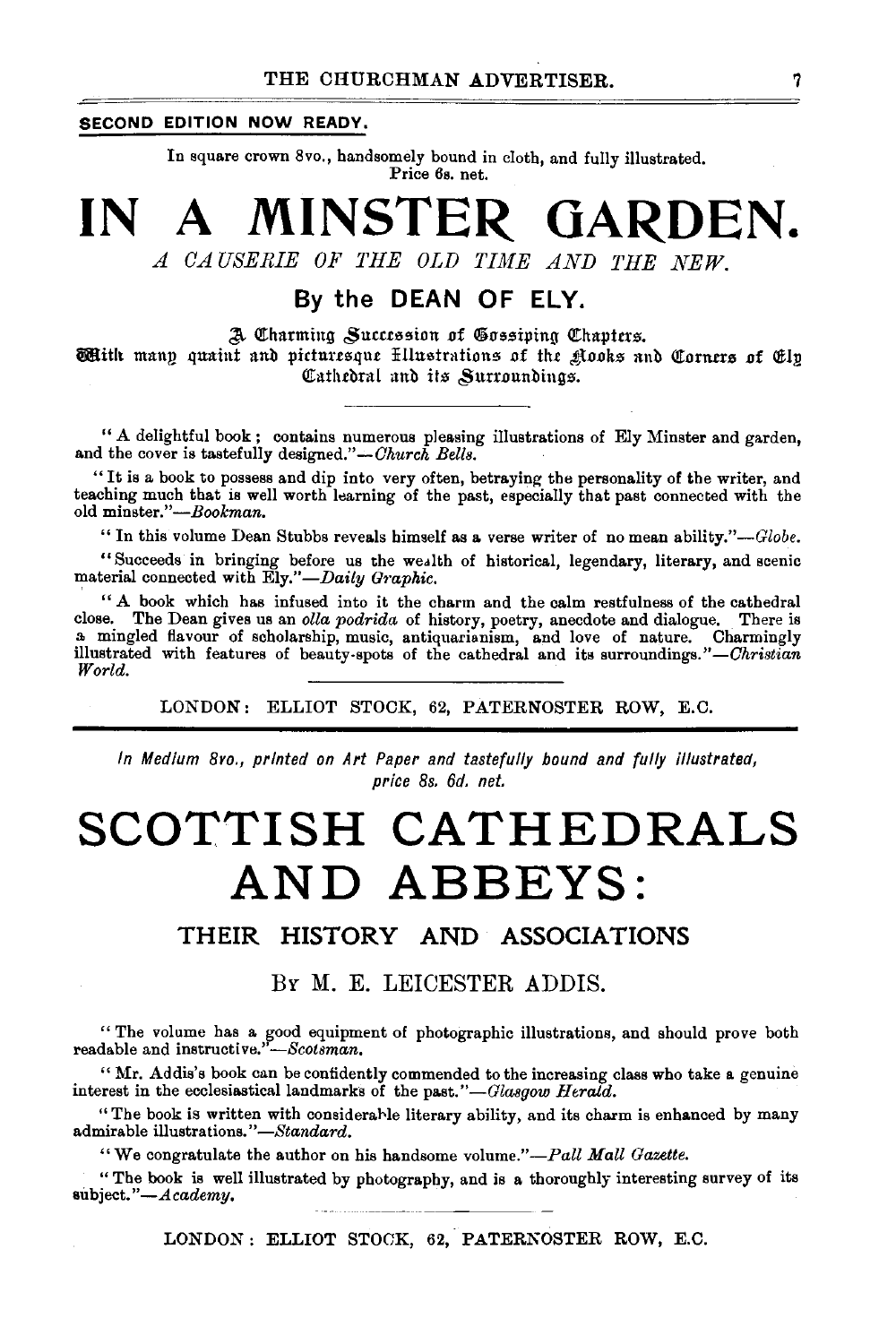**SECOND EDITION NOW READY.**

In square crown 8vo., handsomely bound in cloth, and fully illustrated.
Price 6s. net.

# IN A MINSTER GARDEN.

*A CAUSERIE OF THE OLD TIME AND THE NEW.*

## By the DEAN OF ELY.

A Charming Succession of Gossiping Chapters.
With many quaint and picturesque Illustrations of the Nooks and Corners of Ely Cathedral and its Surroundings.

"A delightful book; contains numerous pleasing illustrations of Ely Minster and garden, and the cover is tastefully designed."—*Church Bells.*

"It is a book to possess and dip into very often, betraying the personality of the writer, and teaching much that is well worth learning of the past, especially that past connected with the old minster."—*Bookman.*

"In this volume Dean Stubbs reveals himself as a verse writer of no mean ability."—*Globe.*

"Succeeds in bringing before us the wealth of historical, legendary, literary, and scenic material connected with Ely."—*Daily Graphic.*

"A book which has infused into it the charm and the calm restfulness of the cathedral close. The Dean gives us an *olla podrida* of history, poetry, anecdote and dialogue. There is a mingled flavour of scholarship, music, antiquarianism, and love of nature. Charmingly illustrated with features of beauty-spots of the cathedral and its surroundings."—*Christian World.*

LONDON: ELLIOT STOCK, 62, PATERNOSTER ROW, E.C.

---

*In Medium 8vo., printed on Art Paper and tastefully bound and fully illustrated, price 8s. 6d. net.*

# SCOTTISH CATHEDRALS AND ABBEYS:

## THEIR HISTORY AND ASSOCIATIONS

### BY M. E. LEICESTER ADDIS.

"The volume has a good equipment of photographic illustrations, and should prove both readable and instructive."—*Scotsman.*

"Mr. Addis's book can be confidently commended to the increasing class who take a genuine interest in the ecclesiastical landmarks of the past."—*Glasgow Herald.*

"The book is written with considerable literary ability, and its charm is enhanced by many admirable illustrations."—*Standard.*

"We congratulate the author on his handsome volume."—*Pall Mall Gazette.*

"The book is well illustrated by photography, and is a thoroughly interesting survey of its subject."—*Academy.*

LONDON: ELLIOT STOCK, 62, PATERNOSTER ROW, E.C.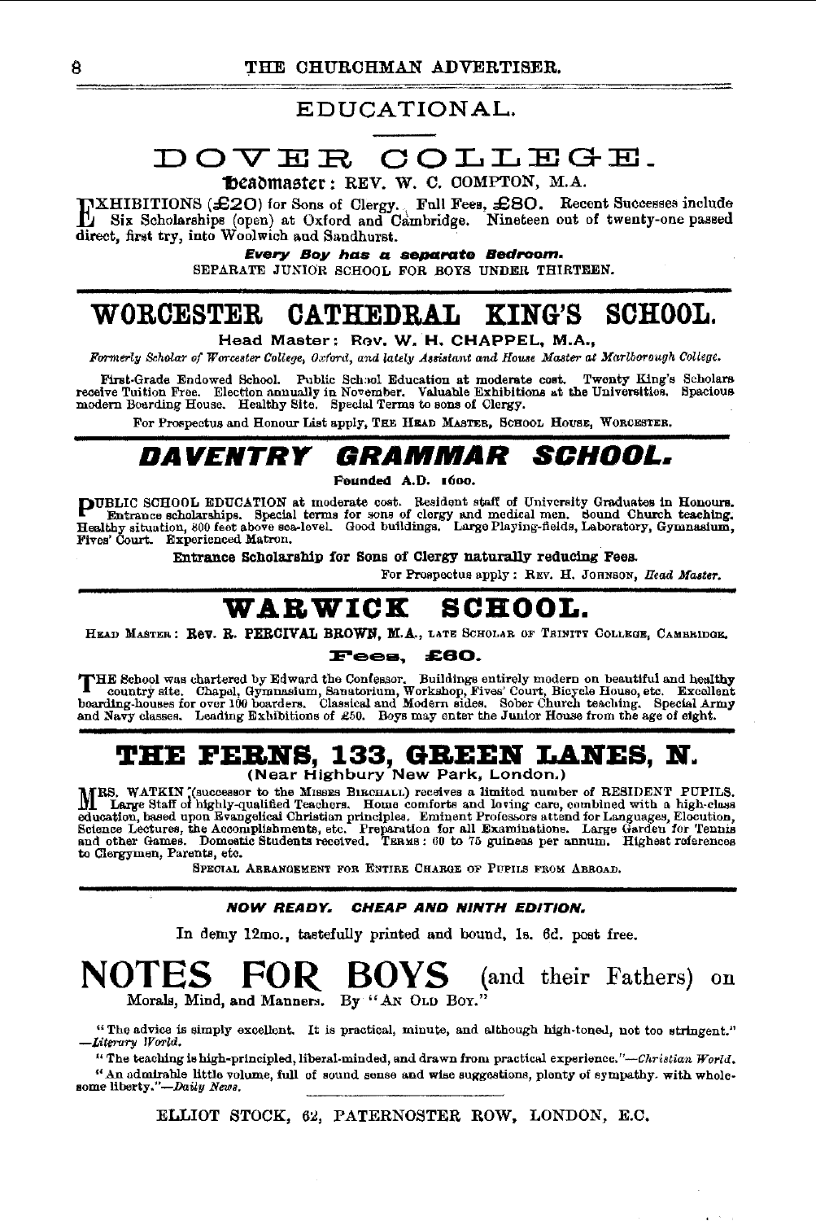## EDUCATIONAL.

# DOVER COLLEGE.

**Headmaster:** REV. W. C. COMPTON, M.A.

EXHIBITIONS (£20) for Sons of Clergy. Full Fees, £80. Recent Successes include Six Scholarships (open) at Oxford and Cambridge. Nineteen out of twenty-one passed direct, first try, into Woolwich and Sandhurst.

***Every Boy has a separate Bedroom.***

SEPARATE JUNIOR SCHOOL FOR BOYS UNDER THIRTEEN.

---

# WORCESTER CATHEDRAL KING'S SCHOOL.

**Head Master: Rev. W. H. CHAPPEL, M.A.,**

*Formerly Scholar of Worcester College, Oxford, and lately Assistant and House Master at Marlborough College.*

First-Grade Endowed School. Public School Education at moderate cost. Twenty King's Scholars receive Tuition Free. Election annually in November. Valuable Exhibitions at the Universities. Spacious modern Boarding House. Healthy Site. Special Terms to sons of Clergy.

For Prospectus and Honour List apply, THE HEAD MASTER, SCHOOL HOUSE, WORCESTER.

---

# *DAVENTRY GRAMMAR SCHOOL.*

**Founded A.D. 1600.**

PUBLIC SCHOOL EDUCATION at moderate cost. Resident staff of University Graduates in Honours. Entrance scholarships. Special terms for sons of clergy and medical men. Sound Church teaching. Healthy situation, 800 feet above sea-level. Good buildings. Large Playing-fields, Laboratory, Gymnasium, Fives' Court. Experienced Matron.

**Entrance Scholarship for Sons of Clergy naturally reducing Fees.**

For Prospectus apply: REV. H. JOHNSON, *Head Master.*

---

# WARWICK SCHOOL.

HEAD MASTER: **Rev. R. PERCIVAL BROWN, M.A.**, LATE SCHOLAR OF TRINITY COLLEGE, CAMBRIDGE.

**Fees, £60.**

THE School was chartered by Edward the Confessor. Buildings entirely modern on beautiful and healthy country site. Chapel, Gymnasium, Sanatorium, Workshop, Fives' Court, Bicycle House, etc. Excellent boarding-houses for over 100 boarders. Classical and Modern sides. Sober Church teaching. Special Army and Navy classes. Leading Exhibitions of £50. Boys may enter the Junior House from the age of eight.

---

# THE FERNS, 133, GREEN LANES, N.

**(Near Highbury New Park, London.)**

MRS. WATKIN (successor to the MISSES BIRCHALL) receives a limited number of RESIDENT PUPILS. Large Staff of highly-qualified Teachers. Home comforts and loving care, combined with a high-class education, based upon Evangelical Christian principles. Eminent Professors attend for Languages, Elocution, Science Lectures, the Accomplishments, etc. Preparation for all Examinations. Large Garden for Tennis and other Games. Domestic Students received. TERMS: 60 to 75 guineas per annum. Highest references to Clergymen, Parents, etc.

SPECIAL ARRANGEMENT FOR ENTIRE CHARGE OF PUPILS FROM ABROAD.

---

***NOW READY. CHEAP AND NINTH EDITION.***

In demy 12mo., tastefully printed and bound, 1s. 6d. post free.

# NOTES FOR BOYS (and their Fathers) on

Morals, Mind, and Manners. By "AN OLD BOY."

"The advice is simply excellent. It is practical, minute, and although high-toned, not too stringent." —*Literary World.*

"The teaching is high-principled, liberal-minded, and drawn from practical experience."—*Christian World.*

"An admirable little volume, full of sound sense and wise suggestions, plenty of sympathy, with wholesome liberty."—*Daily News.*

ELLIOT STOCK, 62, PATERNOSTER ROW, LONDON, E.C.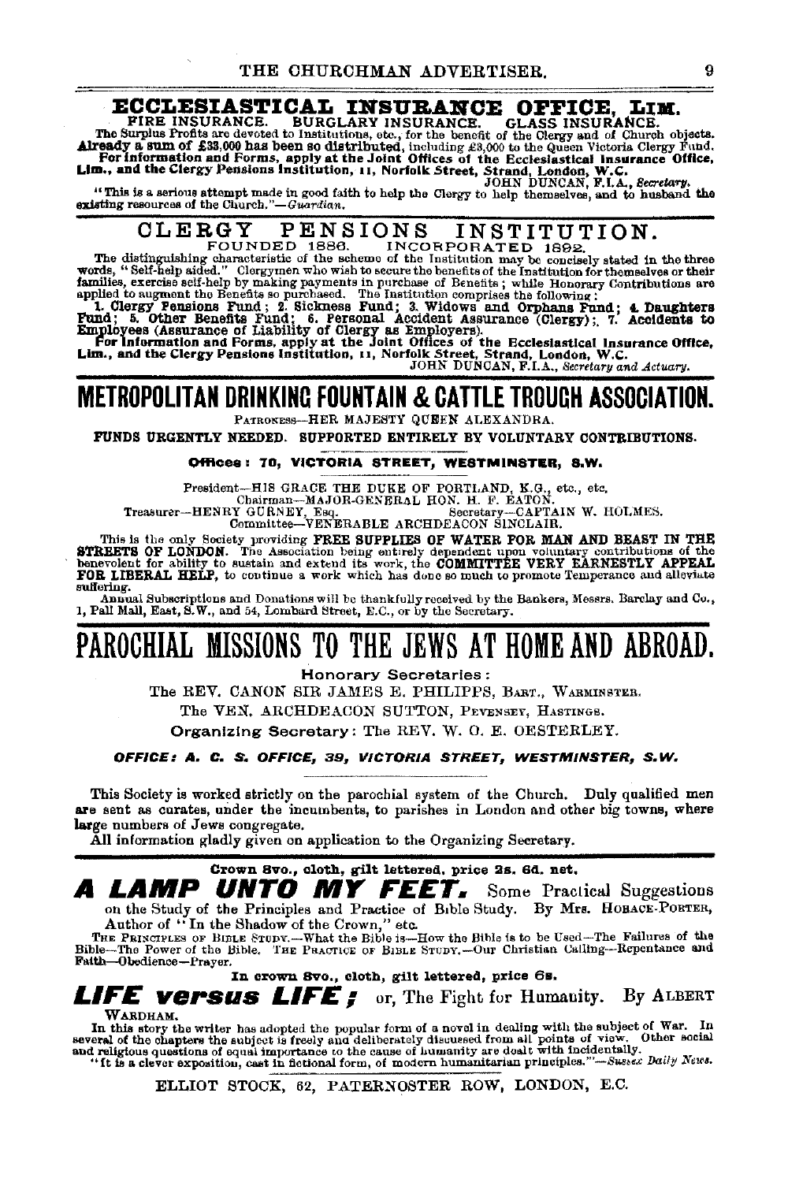## ECCLESIASTICAL INSURANCE OFFICE, LIM.

FIRE INSURANCE. BURGLARY INSURANCE. GLASS INSURANCE.

The Surplus Profits are devoted to Institutions, etc., for the benefit of the Clergy and of Church objects. **Already a sum of £33,000 has been so distributed,** including £3,000 to the Queen Victoria Clergy Fund. **For information and Forms, apply at the Joint Offices of the Ecclesiastical Insurance Office, Lim., and the Clergy Pensions Institution, 11, Norfolk Street, Strand, London, W.C.**

JOHN DUNCAN, F.I.A., *Secretary*.

"This is a serious attempt made in good faith to help the Clergy to help themselves, and to husband the existing resources of the Church."—*Guardian*.

---

## CLERGY PENSIONS INSTITUTION.

FOUNDED 1886. INCORPORATED 1892.

The distinguishing characteristic of the scheme of the Institution may be concisely stated in the three words, "Self-help aided." Clergymen who wish to secure the benefits of the Institution for themselves or their families, exercise self-help by making payments in purchase of Benefits; while Honorary Contributions are applied to augment the Benefits so purchased. The Institution comprises the following:

**1. Clergy Pensions Fund; 2. Sickness Fund; 3. Widows and Orphans Fund; 4. Daughters Fund; 5. Other Benefits Fund; 6. Personal Accident Assurance (Clergy); 7. Accidents to Employees (Assurance of Liability of Clergy as Employers).**

**For information and Forms, apply at the Joint Offices of the Ecclesiastical Insurance Office, Lim., and the Clergy Pensions Institution, 11, Norfolk Street, Strand, London, W.C.**

JOHN DUNCAN, F.I.A., *Secretary and Actuary*.

---

## METROPOLITAN DRINKING FOUNTAIN & CATTLE TROUGH ASSOCIATION.

PATRONESS—HER MAJESTY QUEEN ALEXANDRA.

**FUNDS URGENTLY NEEDED. SUPPORTED ENTIRELY BY VOLUNTARY CONTRIBUTIONS.**

**Offices: 70, VICTORIA STREET, WESTMINSTER, S.W.**

President—HIS GRACE THE DUKE OF PORTLAND, K.G., etc., etc.
Chairman—MAJOR-GENERAL HON. H. F. EATON.
Treasurer—HENRY GURNEY, Esq. Secretary—CAPTAIN W. HOLMES.
Committee—VENERABLE ARCHDEACON SINCLAIR.

This is the only Society providing **FREE SUPPLIES OF WATER FOR MAN AND BEAST IN THE STREETS OF LONDON.** The Association being entirely dependent upon voluntary contributions of the benevolent for ability to sustain and extend its work, the **COMMITTEE VERY EARNESTLY APPEAL FOR LIBERAL HELP,** to continue a work which has done so much to promote Temperance and alleviate suffering.

Annual Subscriptions and Donations will be thankfully received by the Bankers, Messrs. Barclay and Co., 1, Pall Mall, East, S.W., and 54, Lombard Street, E.C., or by the Secretary.

---

## PAROCHIAL MISSIONS TO THE JEWS AT HOME AND ABROAD.

**Honorary Secretaries:**

The REV. CANON SIR JAMES E. PHILIPPS, BART., WARMINSTER.

The VEN. ARCHDEACON SUTTON, PEVENSEY, HASTINGS.

**Organizing Secretary:** The REV. W. O. E. OESTERLEY.

***OFFICE: A. C. S. OFFICE, 39, VICTORIA STREET, WESTMINSTER, S.W.***

This Society is worked strictly on the parochial system of the Church. Duly qualified men are sent as curates, under the incumbents, to parishes in London and other big towns, where large numbers of Jews congregate.

All information gladly given on application to the Organizing Secretary.

---

**Crown 8vo., cloth, gilt lettered, price 2s. 6d. net.**

***A LAMP UNTO MY FEET.*** Some Practical Suggestions on the Study of the Principles and Practice of Bible Study. By Mrs. HORACE-PORTER, Author of "In the Shadow of the Crown," etc.

THE PRINCIPLES OF BIBLE STUDY.—What the Bible is—How the Bible is to be Used—The Failures of the Bible—The Power of the Bible. THE PRACTICE OF BIBLE STUDY.—Our Christian Calling—Repentance and Faith—Obedience—Prayer.

**In crown 8vo., cloth, gilt lettered, price 6s.**

***LIFE versus LIFE;*** or, The Fight for Humanity. By ALBERT WARDHAM.

In this story the writer has adopted the popular form of a novel in dealing with the subject of War. In several of the chapters the subject is freely and deliberately discussed from all points of view. Other social and religious questions of equal importance to the cause of humanity are dealt with incidentally.

"It is a clever exposition, cast in fictional form, of modern humanitarian principles."—*Sussex Daily News*.

ELLIOT STOCK, 62, PATERNOSTER ROW, LONDON, E.C.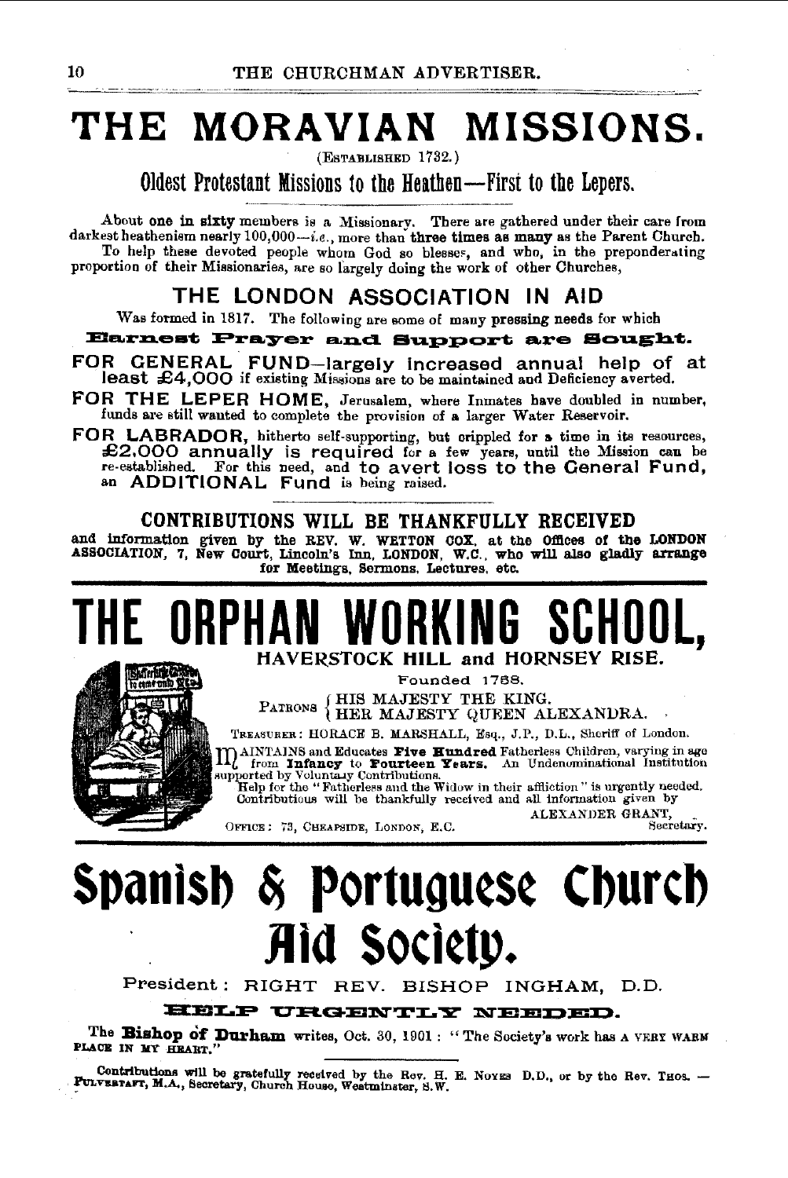# THE MORAVIAN MISSIONS.

(ESTABLISHED 1732.)

## Oldest Protestant Missions to the Heathen—First to the Lepers.

About **one in sixty** members is a Missionary. There are gathered under their care from darkest heathenism nearly 100,000—*i.e.*, more than **three times as many** as the Parent Church.

To help these devoted people whom God so blesses, and who, in the preponderating proportion of their Missionaries, are so largely doing the work of other Churches,

## THE LONDON ASSOCIATION IN AID

Was formed in 1817. The following are some of many **pressing** needs for which

**Earnest Prayer and Support are Sought.**

**FOR GENERAL FUND**—largely increased annual help of at least £4,000 if existing Missions are to be maintained and Deficiency averted.

**FOR THE LEPER HOME,** Jerusalem, where Inmates have doubled in number, funds are still wanted to complete the provision of a larger Water Reservoir.

**FOR LABRADOR,** hitherto self-supporting, but crippled for a time in its resources, £2,000 annually is required for a few years, until the Mission can be re-established. For this need, and to avert loss to the General Fund, an ADDITIONAL Fund is being raised.

**CONTRIBUTIONS WILL BE THANKFULLY RECEIVED**

**and information given by the REV. W. WETTON COX, at the Offices of the LONDON ASSOCIATION, 7, New Court, Lincoln's Inn, LONDON, W.C., who will also gladly arrange for Meetings, Sermons, Lectures, etc.**

---

# THE ORPHAN WORKING SCHOOL,

## HAVERSTOCK HILL and HORNSEY RISE.

Founded 1758.

PATRONS { HIS MAJESTY THE KING. HER MAJESTY QUEEN ALEXANDRA.

TREASURER: HORACE B. MARSHALL, Esq., J.P., D.L., Sheriff of London.

MAINTAINS and Educates **Five Hundred** Fatherless Children, varying in age from **Infancy** to **Fourteen Years.** An Undenominational Institution supported by Voluntary Contributions.

Help for the "Fatherless and the Widow in their affliction" is urgently needed. Contributions will be thankfully received and all information given by

ALEXANDER GRANT, Secretary.

OFFICE: 73, CHEAPSIDE, LONDON, E.C.

---

# Spanish & Portuguese Church Aid Society.

President: RIGHT REV. BISHOP INGHAM, D.D.

**HELP URGENTLY NEEDED.**

The **Bishop of Durham** writes, Oct. 30, 1901: "The Society's work has A VERY WARM PLACE IN MY HEART."

Contributions will be gratefully received by the Rev. H. E. NOYES D.D., or by the Rev. THOS. — PULVERTAFT, M.A., Secretary, Church House, Westminster, S.W.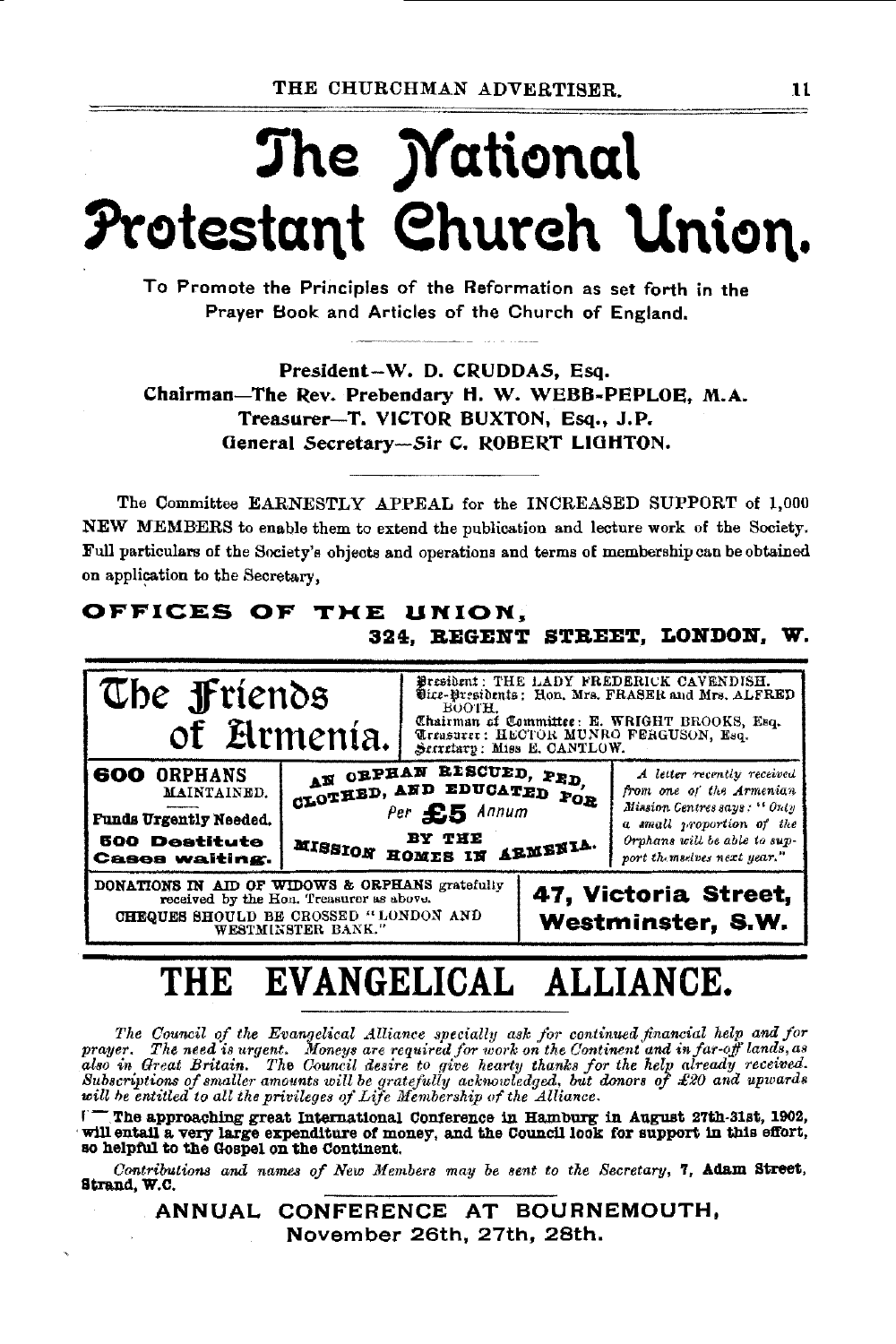# The National Protestant Church Union.

To Promote the Principles of the Reformation as set forth in the Prayer Book and Articles of the Church of England.

**President—W. D. CRUDDAS, Esq.**
**Chairman—The Rev. Prebendary H. W. WEBB-PEPLOE, M.A.**
**Treasurer—T. VICTOR BUXTON, Esq., J.P.**
**General Secretary—Sir C. ROBERT LIGHTON.**

The Committee EARNESTLY APPEAL for the INCREASED SUPPORT of 1,000 NEW MEMBERS to enable them to extend the publication and lecture work of the Society. Full particulars of the Society's objects and operations and terms of membership can be obtained on application to the Secretary,

**OFFICES OF THE UNION,**
**324, REGENT STREET, LONDON, W.**

---

## The Friends of Armenia.

President: THE LADY FREDERICK CAVENDISH.
Vice-Presidents: Hon. Mrs. FRASER and Mrs. ALFRED BOOTH.
Chairman of Committee: E. WRIGHT BROOKS, Esq.
Treasurer: HECTOR MUNRO FERGUSON, Esq.
Secretary: Miss E. CANTLOW.

**600 ORPHANS** MAINTAINED.

**Funds Urgently Needed.**

**500 Destitute Cases waiting.**

**AN ORPHAN RESCUED, FED, CLOTHED, AND EDUCATED FOR** *Per* **£5** *Annum* **BY THE MISSION HOMES IN ARMENIA.**

*A letter recently received from one of the Armenian Mission Centres says: "Only a small proportion of the Orphans will be able to support themselves next year."*

DONATIONS IN AID OF WIDOWS & ORPHANS gratefully received by the Hon. Treasurer as above.
CHEQUES SHOULD BE CROSSED "LONDON AND WESTMINSTER BANK."

**47, Victoria Street, Westminster, S.W.**

---

# THE EVANGELICAL ALLIANCE.

*The Council of the Evangelical Alliance specially ask for continued financial help and for prayer. The need is urgent. Moneys are required for work on the Continent and in far-off lands, as also in Great Britain. The Council desire to give hearty thanks for the help already received. Subscriptions of smaller amounts will be gratefully acknowledged, but donors of £20 and upwards will be entitled to all the privileges of Life Membership of the Alliance.*

**The approaching great International Conference in Hamburg in August 27th-31st, 1902, will entail a very large expenditure of money, and the Council look for support in this effort, so helpful to the Gospel on the Continent.**

*Contributions and names of New Members may be sent to the Secretary,* **7, Adam Street, Strand, W.C.**

**ANNUAL CONFERENCE AT BOURNEMOUTH,**
**November 26th, 27th, 28th.**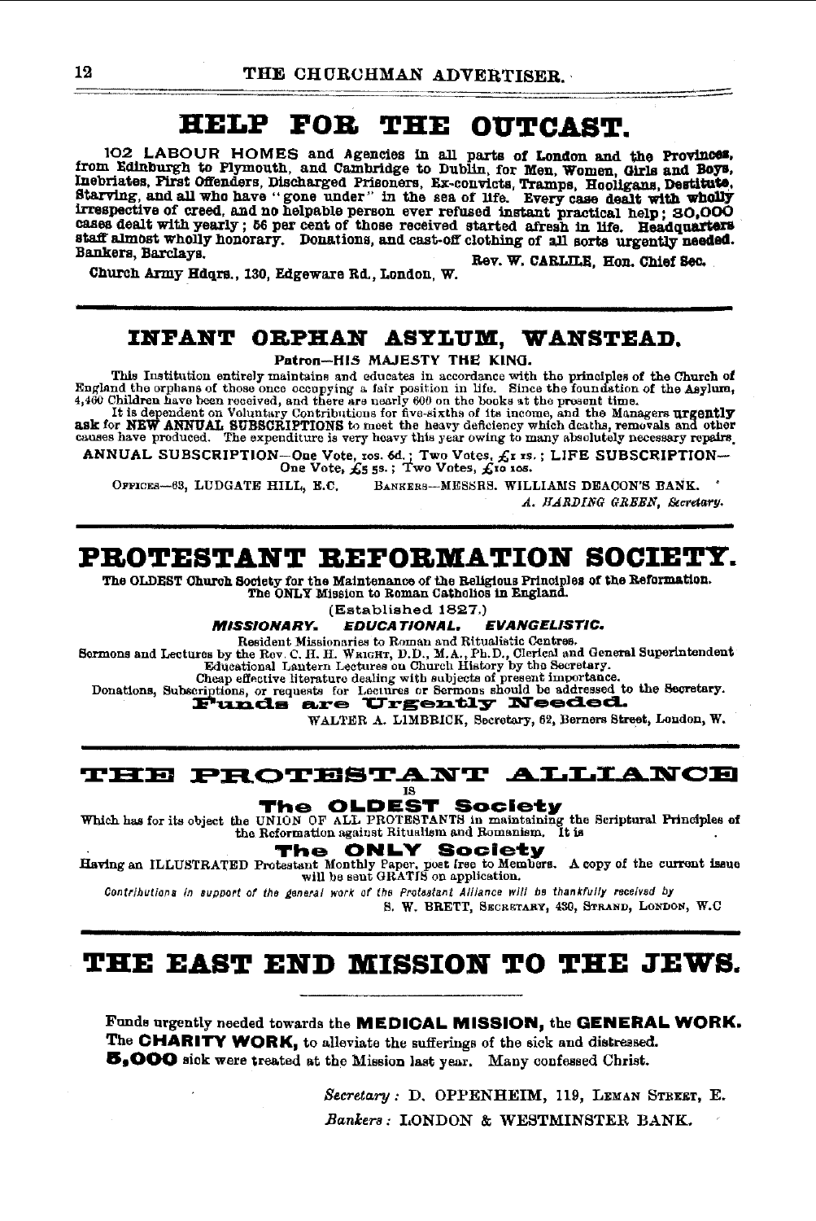# HELP FOR THE OUTCAST.

**102 LABOUR HOMES and Agencies in all parts of London and the Provinces, from Edinburgh to Plymouth, and Cambridge to Dublin, for Men, Women, Girls and Boys, Inebriates, First Offenders, Discharged Prisoners, Ex-convicts, Tramps, Hooligans, Destitute, Starving, and all who have "gone under" in the sea of life. Every case dealt with wholly irrespective of creed, and no helpable person ever refused instant practical help; 30,000 cases dealt with yearly; 56 per cent of those received started afresh in life. Headquarters staff almost wholly honorary. Donations, and cast-off clothing of all sorts urgently needed. Bankers, Barclays.**

**Rev. W. CARLILE, Hon. Chief Sec.**

Church Army Hdqrs., 130, Edgeware Rd., London, W.

---

# INFANT ORPHAN ASYLUM, WANSTEAD.

**Patron—HIS MAJESTY THE KING.**

This Institution entirely maintains and educates in accordance with the principles of the Church of England the orphans of those once occupying a fair position in life. Since the foundation of the Asylum, 4,400 Children have been received, and there are nearly 600 on the books at the present time.

It is dependent on Voluntary Contributions for five-sixths of its income, and the Managers **urgently ask** for **NEW ANNUAL SUBSCRIPTIONS** to meet the heavy deficiency which deaths, removals and other causes have produced. The expenditure is very heavy this year owing to many absolutely necessary repairs.

ANNUAL SUBSCRIPTION—One Vote, 10s. 6d.; Two Votes, £1 1s.; LIFE SUBSCRIPTION—One Vote, £5 5s.; Two Votes, £10 10s.

OFFICES—63, LUDGATE HILL, E.C. BANKERS—MESSRS. WILLIAMS DEACON'S BANK.

*A. HARDING GREEN, Secretary.*

---

# PROTESTANT REFORMATION SOCIETY.

**The OLDEST Church Society for the Maintenance of the Religious Principles of the Reformation. The ONLY Mission to Roman Catholics in England.**

(Established 1827.)

***MISSIONARY. EDUCATIONAL. EVANGELISTIC.***

Resident Missionaries to Roman and Ritualistic Centres.
Sermons and Lectures by the Rev. C. H. H. WRIGHT, D.D., M.A., Ph.D., Clerical and General Superintendent
Educational Lantern Lectures on Church History by the Secretary.
Cheap effective literature dealing with subjects of present importance.
Donations, Subscriptions, or requests for Lectures or Sermons should be addressed to the Secretary.

**Funds are Urgently Needed.**

WALTER A. LIMBRICK, Secretary, 62, Berners Street, London, W.

---

# THE PROTESTANT ALLIANCE

IS

**The OLDEST Society**

Which has for its object the UNION OF ALL PROTESTANTS in maintaining the Scriptural Principles of the Reformation against Ritualism and Romanism. It is

**The ONLY Society**

Having an ILLUSTRATED Protestant Monthly Paper, post free to Members. A copy of the current issue will be sent GRATIS on application.

*Contributions in support of the general work of the Protestant Alliance will be thankfully received by*

S. W. BRETT, SECRETARY, 430, STRAND, LONDON, W.C

---

# THE EAST END MISSION TO THE JEWS.

Funds urgently needed towards the **MEDICAL MISSION,** the **GENERAL WORK.** The **CHARITY WORK,** to alleviate the sufferings of the sick and distressed. **5,000** sick were treated at the Mission last year. Many confessed Christ.

*Secretary:* D. OPPENHEIM, 119, LEMAN STREET, E.

*Bankers:* LONDON & WESTMINSTER BANK.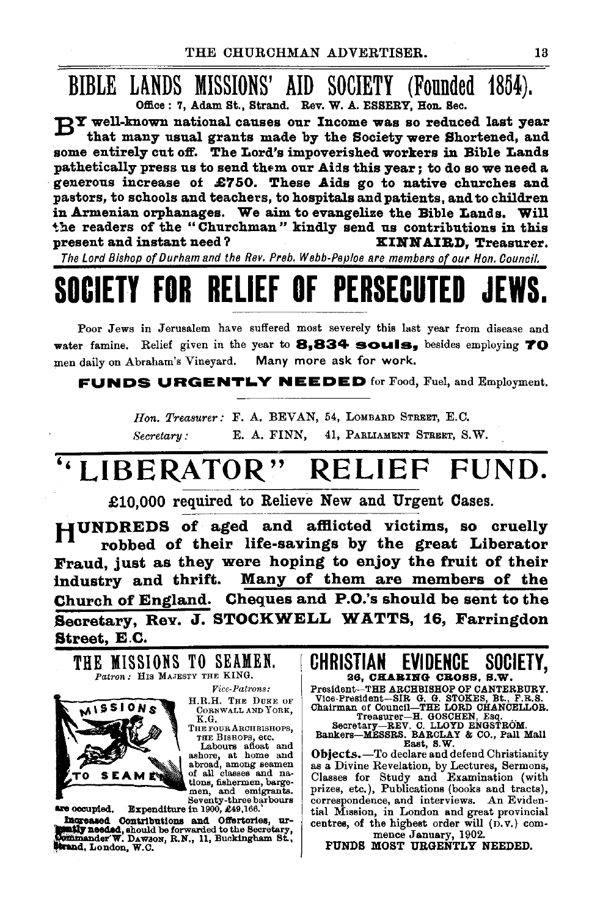# BIBLE LANDS MISSIONS' AID SOCIETY (Founded 1854).

Office : 7, Adam St., Strand. Rev. W. A. ESSERY, Hon. Sec.

**BY well-known national causes our Income was so reduced last year that many usual grants made by the Society were Shortened, and some entirely cut off. The Lord's impoverished workers in Bible Lands pathetically press us to send them our Aids this year; to do so we need a generous increase of £750. These Aids go to native churches and pastors, to schools and teachers, to hospitals and patients, and to children in Armenian orphanages. We aim to evangelize the Bible Lands. Will the readers of the "Churchman" kindly send us contributions in this present and instant need? KINNAIRD, Treasurer.**

*The Lord Bishop of Durham and the Rev. Preb. Webb-Peploe are members of our Hon. Council.*

# SOCIETY FOR RELIEF OF PERSECUTED JEWS.

Poor Jews in Jerusalem have suffered most severely this last year from disease and water famine. Relief given in the year to **8,834 souls,** besides employing **70** men daily on Abraham's Vineyard. Many more ask for work.

**FUNDS URGENTLY NEEDED** for Food, Fuel, and Employment.

*Hon. Treasurer:* F. A. BEVAN, 54, LOMBARD STREET, E.C.
*Secretary:* E. A. FINN, 41, PARLIAMENT STREET, S.W.

# "LIBERATOR" RELIEF FUND.

£10,000 required to Relieve New and Urgent Cases.

**HUNDREDS of aged and afflicted victims, so cruelly robbed of their life-savings by the great Liberator Fraud, just as they were hoping to enjoy the fruit of their industry and thrift. Many of them are members of the Church of England. Cheques and P.O.'s should be sent to the Secretary, Rev. J. STOCKWELL WATTS, 16, Farringdon Street, E.C.**

## THE MISSIONS TO SEAMEN.

*Patron:* HIS MAJESTY THE KING.

*Vice-Patrons:*
H.R.H. THE DUKE OF CORNWALL AND YORK, K.G.
THE FOUR ARCHBISHOPS, THE BISHOPS, etc.

MISSIONS TO SEAMEN

Labours afloat and ashore, at home and abroad, among seamen of all classes and nations, fishermen, bargemen, and emigrants. Seventy-three harbours are occupied. Expenditure in 1900, £49,166.

**Increased Contributions and Offertories, urgently needed,** should be forwarded to the Secretary, Commander W. DAWSON, R.N., 11, Buckingham St., Strand, London, W.C.

## CHRISTIAN EVIDENCE SOCIETY,

**26, CHARING CROSS, S.W.**

President—THE ARCHBISHOP OF CANTERBURY.
Vice-President—SIR G. G. STOKES, Bt., F.R.S.
Chairman of Council—THE LORD CHANCELLOR.
Treasurer—H. GOSCHEN, Esq.
Secretary—REV. C. LLOYD ENGSTRÖM.
Bankers—MESSRS. BARCLAY & CO., Pall Mall East, S.W.

**Objects.**—To declare and defend Christianity as a Divine Revelation, by Lectures, Sermons, Classes for Study and Examination (with prizes, etc.), Publications (books and tracts), correspondence, and interviews. An Evidential Mission, in London and great provincial centres, of the highest order will (D.V.) commence January, 1902.

FUNDS MOST URGENTLY NEEDED.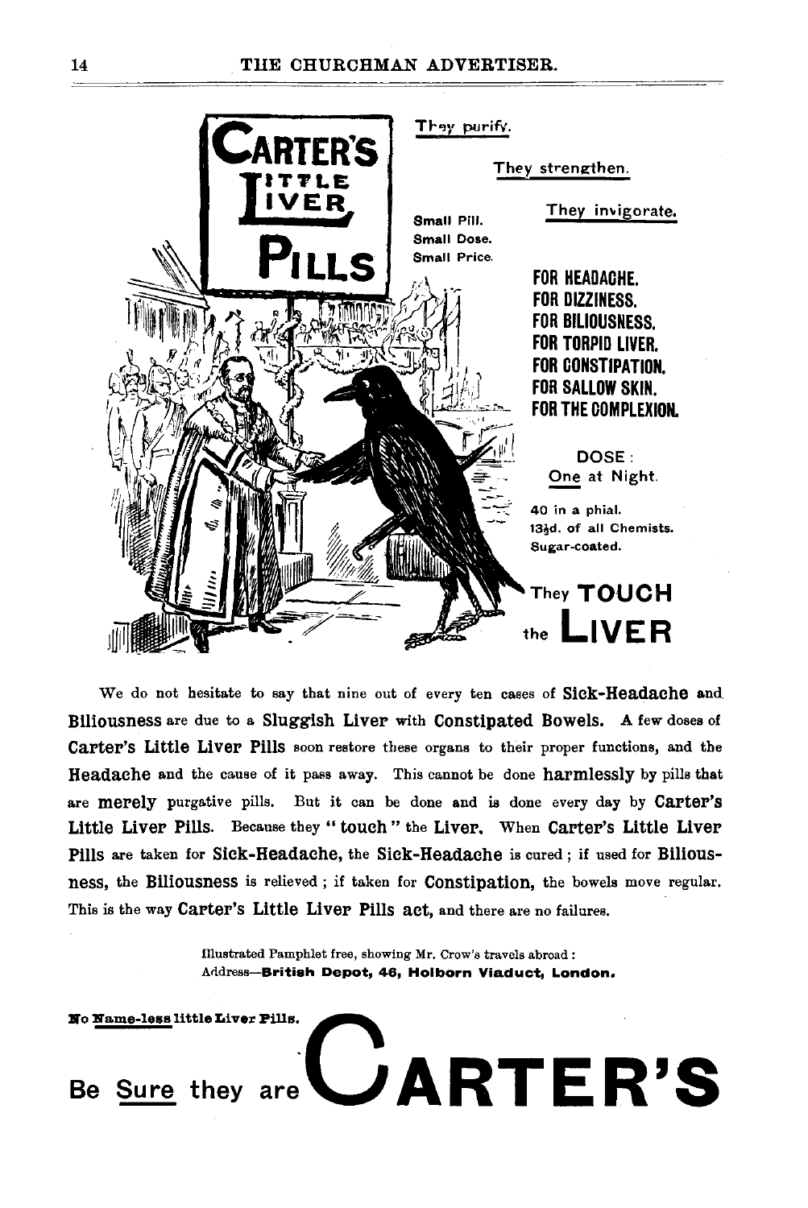# CARTER'S LITTLE LIVER PILLS

They purify.

They strengthen.

They invigorate.

Small Pill.
Small Dose.
Small Price.

**FOR HEADACHE.**
**FOR DIZZINESS.**
**FOR BILIOUSNESS.**
**FOR TORPID LIVER.**
**FOR CONSTIPATION.**
**FOR SALLOW SKIN.**
**FOR THE COMPLEXION.**

DOSE: One at Night.

40 in a phial.
13½d. of all Chemists.
Sugar-coated.

They **TOUCH** the **LIVER**

We do not hesitate to say that nine out of every ten cases of **Sick-Headache** and **Biliousness** are due to a **Sluggish Liver** with **Constipated Bowels.** A few doses of **Carter's Little Liver Pills** soon restore these organs to their proper functions, and the **Headache** and the cause of it pass away. This cannot be done **harmlessly** by pills that are **merely** purgative pills. But it can be done and is done every day by **Carter's Little Liver Pills.** Because they "**touch**" the **Liver.** When **Carter's Little Liver Pills** are taken for **Sick-Headache,** the **Sick-Headache** is cured; if used for **Biliousness,** the **Biliousness** is relieved; if taken for **Constipation,** the bowels move regular. This is the way **Carter's Little Liver Pills act,** and there are no failures.

Illustrated Pamphlet free, showing Mr. Crow's travels abroad:
Address—**British Depot, 46, Holborn Viaduct, London.**

No Name-less little Liver Pills.

**Be Sure they are CARTER'S**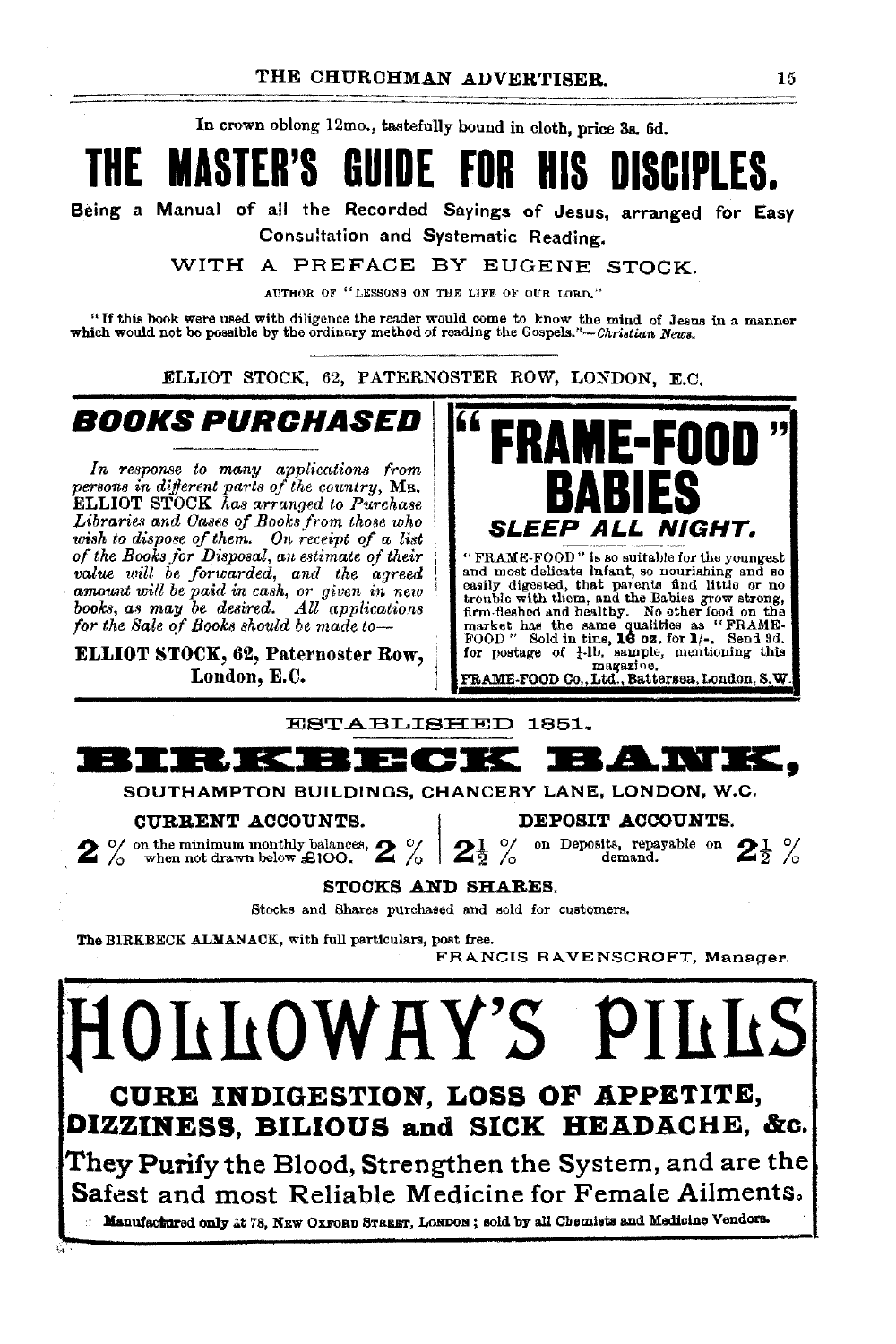In crown oblong 12mo., tastefully bound in cloth, price 3s. 6d.

# THE MASTER'S GUIDE FOR HIS DISCIPLES.

**Being a Manual of all the Recorded Sayings of Jesus, arranged for Easy Consultation and Systematic Reading.**

WITH A PREFACE BY EUGENE STOCK.

AUTHOR OF "LESSONS ON THE LIFE OF OUR LORD."

"If this book were used with diligence the reader would come to know the mind of Jesus in a manner which would not be possible by the ordinary method of reading the Gospels."—*Christian News.*

ELLIOT STOCK, 62, PATERNOSTER ROW, LONDON, E.C.

---

## *BOOKS PURCHASED*

*In response to many applications from persons in different parts of the country,* MR. ELLIOT STOCK *has arranged to Purchase Libraries and Cases of Books from those who wish to dispose of them. On receipt of a list of the Books for Disposal, an estimate of their value will be forwarded, and the agreed amount will be paid in cash, or given in new books, as may be desired. All applications for the Sale of Books should be made to—*

**ELLIOT STOCK, 62, Paternoster Row, London, E.C.**

---

# "FRAME-FOOD" BABIES

## *SLEEP ALL NIGHT.*

"FRAME-FOOD" is so suitable for the youngest and most delicate infant, so nourishing and so easily digested, that parents find little or no trouble with them, and the Babies grow strong, firm-fleshed and healthy. No other food on the market has the same qualities as "FRAME-FOOD." Sold in tins, **16 oz.** for **1/-**. Send 3d. for postage of ½-lb. sample, mentioning this magazine.

FRAME-FOOD Co., Ltd., Battersea, London, S.W.

---

ESTABLISHED 1851.

# BIRKBECK BANK,

SOUTHAMPTON BUILDINGS, CHANCERY LANE, LONDON, W.C.

| CURRENT ACCOUNTS. | DEPOSIT ACCOUNTS. |
|---|---|
| **2 %** on the minimum monthly balances, when not drawn below £100. **2 %** | **2½ %** on Deposits, repayable on demand. **2½ %** |

**STOCKS AND SHARES.**

Stocks and Shares purchased and sold for customers.

The BIRKBECK ALMANACK, with full particulars, post free.

FRANCIS RAVENSCROFT, Manager.

---

# HOLLOWAY'S PILLS

## CURE INDIGESTION, LOSS OF APPETITE, DIZZINESS, BILIOUS and SICK HEADACHE, &c.

They Purify the Blood, Strengthen the System, and are the Safest and most Reliable Medicine for Female Ailments.

**Manufactured only at 78, New Oxford Street, London; sold by all Chemists and Medicine Vendors.**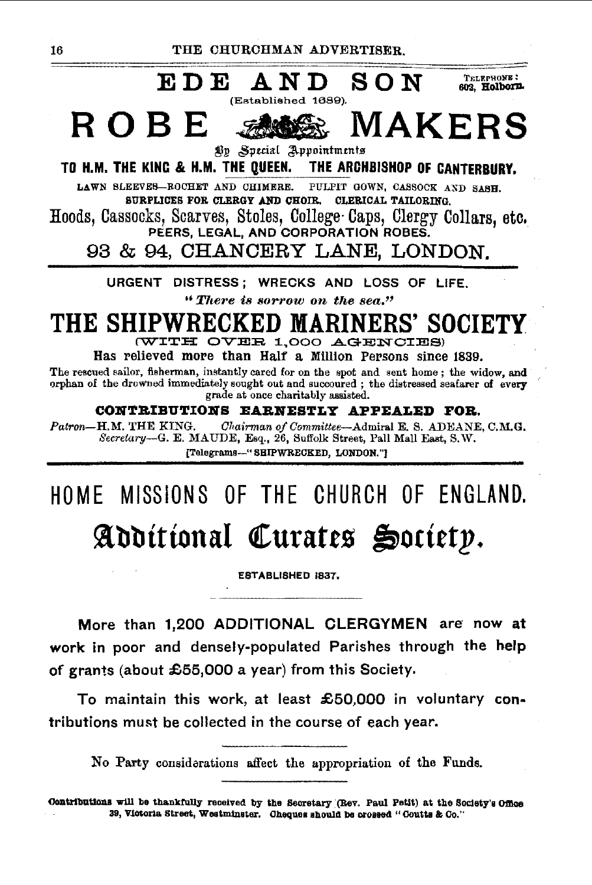# EDE AND SON

TELEPHONE: 602, Holborn.

(Established 1689).

# ROBE MAKERS

By Special Appointments

**TO H.M. THE KING & H.M. THE QUEEN. THE ARCHBISHOP OF CANTERBURY.**

LAWN SLEEVES—ROCHET AND CHIMERE. PULPIT GOWN, CASSOCK AND SASH.
SURPLICES FOR CLERGY AND CHOIR. CLERICAL TAILORING.

Hoods, Cassocks, Scarves, Stoles, College-Caps, Clergy Collars, etc.
PEERS, LEGAL, AND CORPORATION ROBES.

## 93 & 94, CHANCERY LANE, LONDON.

---

URGENT DISTRESS; WRECKS AND LOSS OF LIFE.

*"There is sorrow on the sea."*

# THE SHIPWRECKED MARINERS' SOCIETY

(WITH OVER 1,000 AGENCIES)

**Has relieved more than Half a Million Persons since 1839.**

The rescued sailor, fisherman, instantly cared for on the spot and sent home; the widow, and orphan of the drowned immediately sought out and succoured; the distressed seafarer of every grade at once charitably assisted.

**CONTRIBUTIONS EARNESTLY APPEALED FOR.**

*Patron*—H.M. THE KING. *Chairman of Committee*—Admiral E. S. ADEANE, C.M.G.
*Secretary*—G. E. MAUDE, Esq., 26, Suffolk Street, Pall Mall East, S.W.

[Telegrams—"SHIPWRECKED, LONDON."]

---

# HOME MISSIONS OF THE CHURCH OF ENGLAND.

# Additional Curates Society.

ESTABLISHED 1837.

More than 1,200 ADDITIONAL CLERGYMEN are now at work in poor and densely-populated Parishes through the help of grants (about £55,000 a year) from this Society.

To maintain this work, at least £50,000 in voluntary contributions must be collected in the course of each year.

No Party considerations affect the appropriation of the Funds.

**Contributions will be thankfully received by the Secretary (Rev. Paul Petit) at the Society's Office 39, Victoria Street, Westminster. Cheques should be crossed "Coutts & Co."**